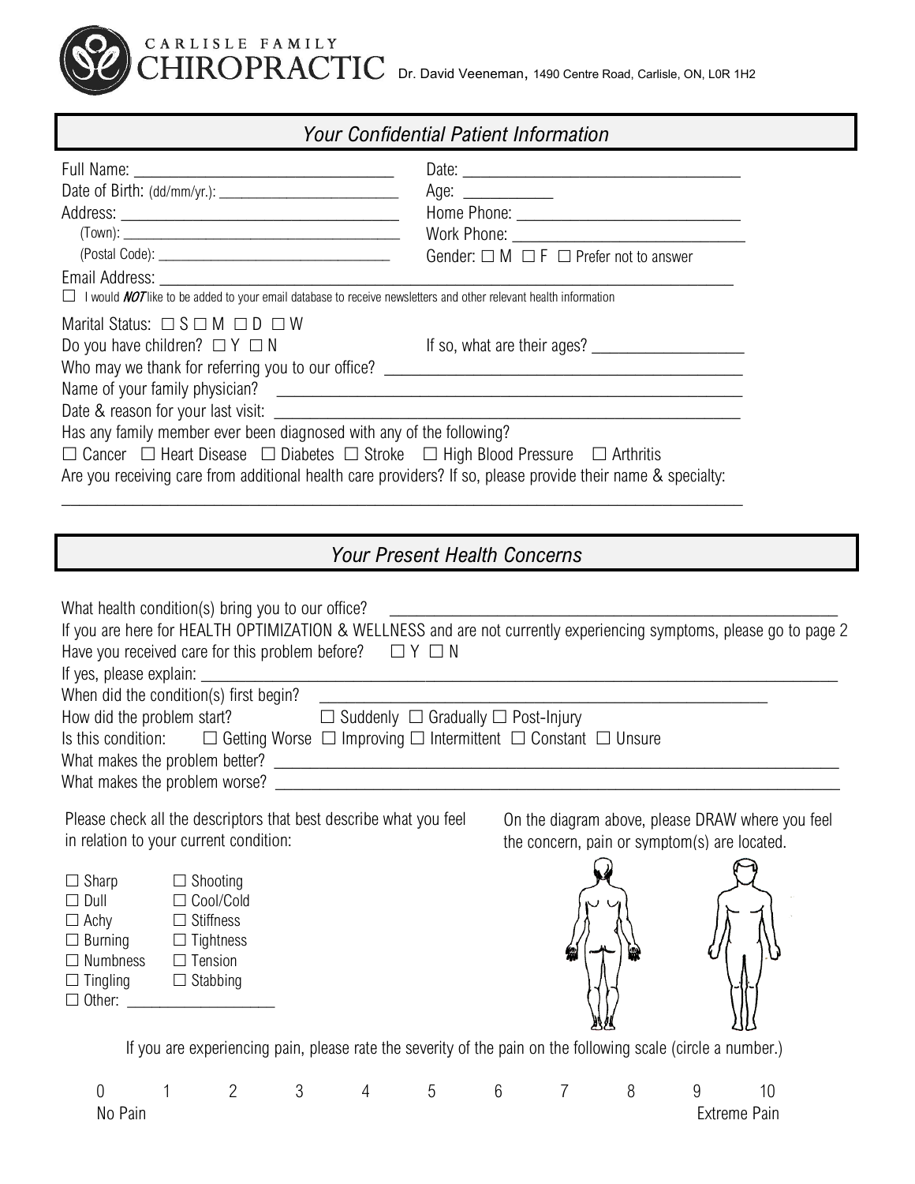CARLISLE FAMILY
# CHIROPRACTIC

Dr. David Veeneman, 1490 Centre Road, Carlisle, ON, L0R 1H2

## *Your Confidential Patient Information*

Full Name: ______________________________ Date: ______________________________

Date of Birth: (dd/mm/yr.): ______________________ Age: __________

Address: ______________________________ Home Phone: ______________________________

(Town): ______________________________ Work Phone: ______________________________

(Postal Code): ____________________________ Gender: ☐ M ☐ F ☐ Prefer not to answer

Email Address: ____________________________________________________________

☐ I would ***NOT*** like to be added to your email database to receive newsletters and other relevant health information

Marital Status: ☐ S ☐ M ☐ D ☐ W

Do you have children? ☐ Y ☐ N If so, what are their ages? __________________

Who may we thank for referring you to our office? ________________________________________

Name of your family physician? ____________________________________________________

Date & reason for your last visit: ___________________________________________________

Has any family member ever been diagnosed with any of the following?

☐ Cancer ☐ Heart Disease ☐ Diabetes ☐ Stroke ☐ High Blood Pressure ☐ Arthritis

Are you receiving care from additional health care providers? If so, please provide their name & specialty:

____________________________________________________________________________

## *Your Present Health Concerns*

What health condition(s) bring you to our office? ________________________________________

If you are here for HEALTH OPTIMIZATION & WELLNESS and are not currently experiencing symptoms, please go to page 2

Have you received care for this problem before? ☐ Y ☐ N

If yes, please explain: ____________________________________________________________

When did the condition(s) first begin? ______________________________________________

How did the problem start? ☐ Suddenly ☐ Gradually ☐ Post-Injury

Is this condition: ☐ Getting Worse ☐ Improving ☐ Intermittent ☐ Constant ☐ Unsure

What makes the problem better? ____________________________________________________

What makes the problem worse? ____________________________________________________

Please check all the descriptors that best describe what you feel in relation to your current condition:

- ☐ Sharp
- ☐ Dull
- ☐ Achy
- ☐ Burning
- ☐ Numbness
- ☐ Tingling
- ☐ Other: __________________
- ☐ Shooting
- ☐ Cool/Cold
- ☐ Stiffness
- ☐ Tightness
- ☐ Tension
- ☐ Stabbing

On the diagram above, please DRAW where you feel the concern, pain or symptom(s) are located.

If you are experiencing pain, please rate the severity of the pain on the following scale (circle a number.)

| 0 | 1 | 2 | 3 | 4 | 5 | 6 | 7 | 8 | 9 | 10 |
|---|---|---|---|---|---|---|---|---|---|---|
| No Pain | | | | | | | | | | Extreme Pain |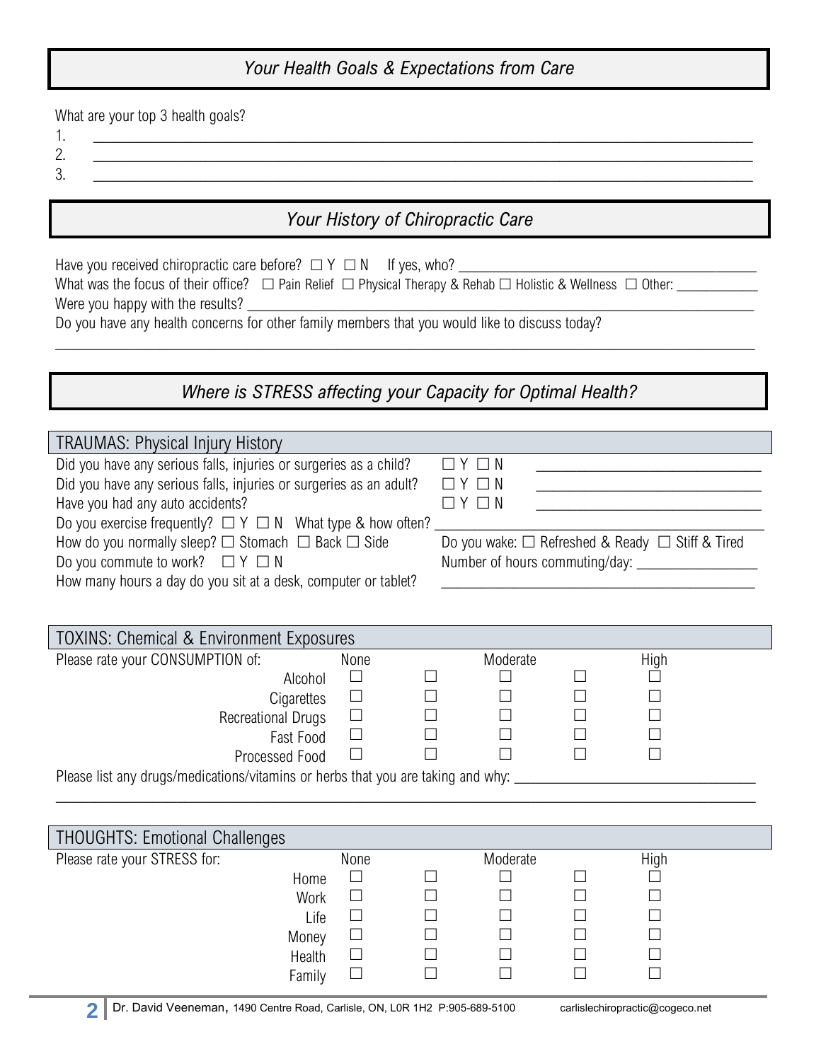## *Your Health Goals & Expectations from Care*

What are your top 3 health goals?

1. ______________________________________________________________________________
2. ______________________________________________________________________________
3. ______________________________________________________________________________

## *Your History of Chiropractic Care*

Have you received chiropractic care before? ☐ Y ☐ N If yes, who? ______________________________________

What was the focus of their office? ☐ Pain Relief ☐ Physical Therapy & Rehab ☐ Holistic & Wellness ☐ Other: ___________

Were you happy with the results? ______________________________________________________________________

Do you have any health concerns for other family members that you would like to discuss today?

______________________________________________________________________________

## *Where is STRESS affecting your Capacity for Optimal Health?*

### TRAUMAS: Physical Injury History

| | | |
|---|---|---|
| Did you have any serious falls, injuries or surgeries as a child? | ☐ Y ☐ N | ____________________________ |
| Did you have any serious falls, injuries or surgeries as an adult? | ☐ Y ☐ N | ____________________________ |
| Have you had any auto accidents? | ☐ Y ☐ N | ____________________________ |

Do you exercise frequently? ☐ Y ☐ N What type & how often? ______________________________________

How do you normally sleep? ☐ Stomach ☐ Back ☐ Side Do you wake: ☐ Refreshed & Ready ☐ Stiff & Tired

Do you commute to work? ☐ Y ☐ N Number of hours commuting/day: _______________

How many hours a day do you sit at a desk, computer or tablet? ______________________________________

### TOXINS: Chemical & Environment Exposures

| Please rate your CONSUMPTION of: | None | | Moderate | | High |
|---|---|---|---|---|---|
| Alcohol | ☐ | ☐ | ☐ | ☐ | ☐ |
| Cigarettes | ☐ | ☐ | ☐ | ☐ | ☐ |
| Recreational Drugs | ☐ | ☐ | ☐ | ☐ | ☐ |
| Fast Food | ☐ | ☐ | ☐ | ☐ | ☐ |
| Processed Food | ☐ | ☐ | ☐ | ☐ | ☐ |

Please list any drugs/medications/vitamins or herbs that you are taking and why: _______________________________

______________________________________________________________________________

### THOUGHTS: Emotional Challenges

| Please rate your STRESS for: | None | | Moderate | | High |
|---|---|---|---|---|---|
| Home | ☐ | ☐ | ☐ | ☐ | ☐ |
| Work | ☐ | ☐ | ☐ | ☐ | ☐ |
| Life | ☐ | ☐ | ☐ | ☐ | ☐ |
| Money | ☐ | ☐ | ☐ | ☐ | ☐ |
| Health | ☐ | ☐ | ☐ | ☐ | ☐ |
| Family | ☐ | ☐ | ☐ | ☐ | ☐ |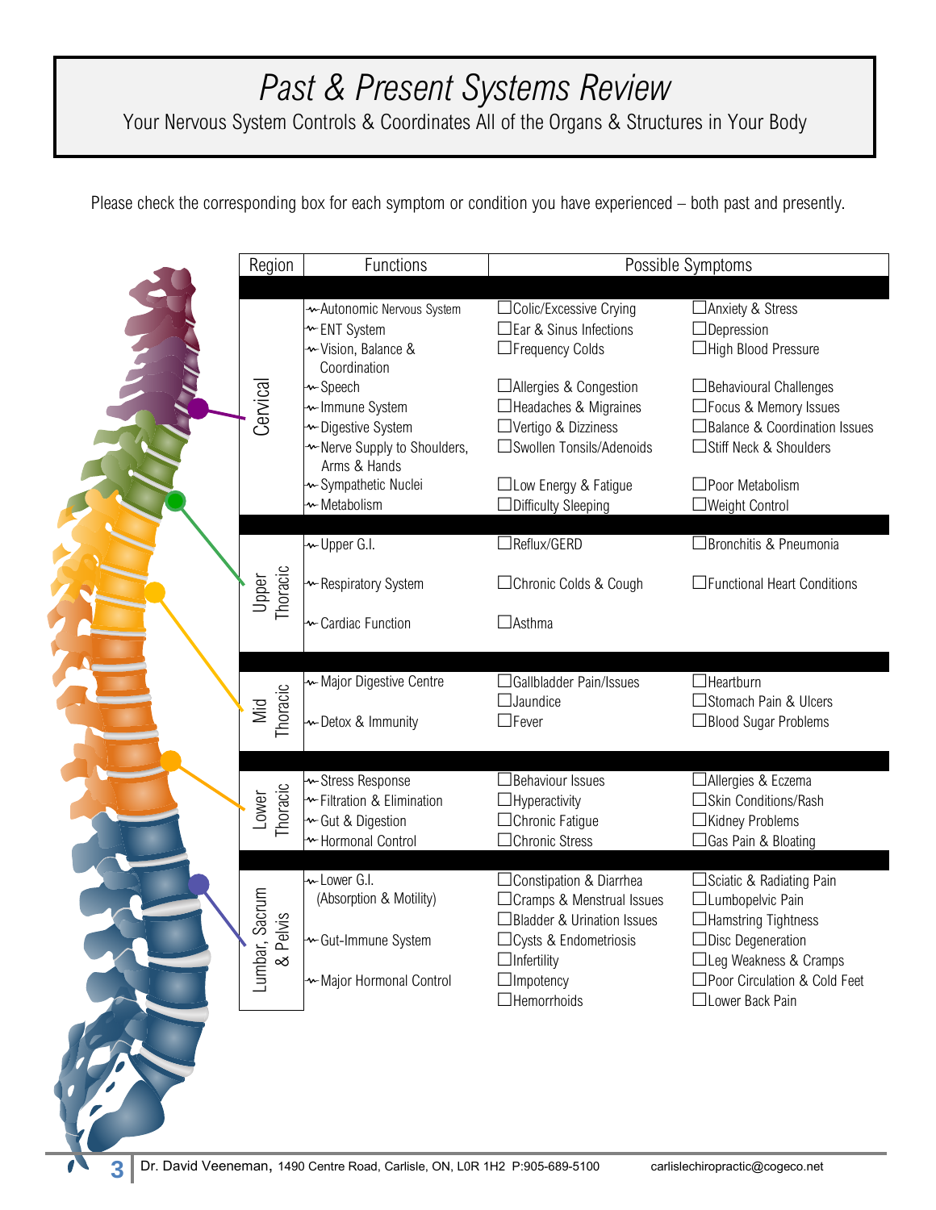# *Past & Present Systems Review*

Your Nervous System Controls & Coordinates All of the Organs & Structures in Your Body

Please check the corresponding box for each symptom or condition you have experienced – both past and presently.

| Region | Functions | Possible Symptoms | |
|---|---|---|---|
| Cervical | Autonomic Nervous System<br>ENT System<br>Vision, Balance & Coordination<br>Speech<br>Immune System<br>Digestive System<br>Nerve Supply to Shoulders, Arms & Hands<br>Sympathetic Nuclei<br>Metabolism | ☐Colic/Excessive Crying<br>☐Ear & Sinus Infections<br>☐Frequency Colds<br>☐Allergies & Congestion<br>☐Headaches & Migraines<br>☐Vertigo & Dizziness<br>☐Swollen Tonsils/Adenoids<br>☐Low Energy & Fatigue<br>☐Difficulty Sleeping | ☐Anxiety & Stress<br>☐Depression<br>☐High Blood Pressure<br>☐Behavioural Challenges<br>☐Focus & Memory Issues<br>☐Balance & Coordination Issues<br>☐Stiff Neck & Shoulders<br>☐Poor Metabolism<br>☐Weight Control |
| Upper Thoracic | Upper G.I.<br>Respiratory System<br>Cardiac Function | ☐Reflux/GERD<br>☐Chronic Colds & Cough<br>☐Asthma | ☐Bronchitis & Pneumonia<br>☐Functional Heart Conditions |
| Mid Thoracic | Major Digestive Centre<br>Detox & Immunity | ☐Gallbladder Pain/Issues<br>☐Jaundice<br>☐Fever | ☐Heartburn<br>☐Stomach Pain & Ulcers<br>☐Blood Sugar Problems |
| Lower Thoracic | Stress Response<br>Filtration & Elimination<br>Gut & Digestion<br>Hormonal Control | ☐Behaviour Issues<br>☐Hyperactivity<br>☐Chronic Fatigue<br>☐Chronic Stress | ☐Allergies & Eczema<br>☐Skin Conditions/Rash<br>☐Kidney Problems<br>☐Gas Pain & Bloating |
| Lumbar, Sacrum & Pelvis | Lower G.I. (Absorption & Motility)<br>Gut-Immune System<br>Major Hormonal Control | ☐Constipation & Diarrhea<br>☐Cramps & Menstrual Issues<br>☐Bladder & Urination Issues<br>☐Cysts & Endometriosis<br>☐Infertility<br>☐Impotency<br>☐Hemorrhoids | ☐Sciatic & Radiating Pain<br>☐Lumbopelvic Pain<br>☐Hamstring Tightness<br>☐Disc Degeneration<br>☐Leg Weakness & Cramps<br>☐Poor Circulation & Cold Feet<br>☐Lower Back Pain |

Dr. David Veeneman, 1490 Centre Road, Carlisle, ON, L0R 1H2 P:905-689-5100 carlislechiropractic@cogeco.net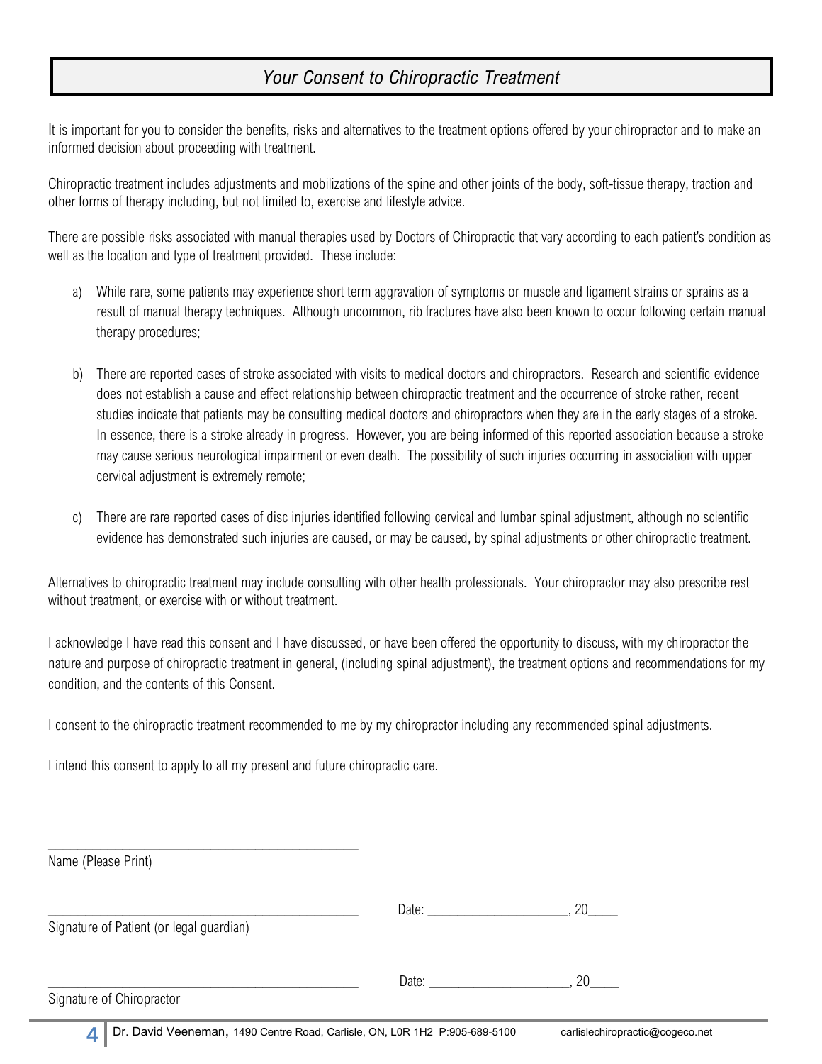# *Your Consent to Chiropractic Treatment*

It is important for you to consider the benefits, risks and alternatives to the treatment options offered by your chiropractor and to make an informed decision about proceeding with treatment.

Chiropractic treatment includes adjustments and mobilizations of the spine and other joints of the body, soft-tissue therapy, traction and other forms of therapy including, but not limited to, exercise and lifestyle advice.

There are possible risks associated with manual therapies used by Doctors of Chiropractic that vary according to each patient's condition as well as the location and type of treatment provided. These include:

a) While rare, some patients may experience short term aggravation of symptoms or muscle and ligament strains or sprains as a result of manual therapy techniques. Although uncommon, rib fractures have also been known to occur following certain manual therapy procedures;

b) There are reported cases of stroke associated with visits to medical doctors and chiropractors. Research and scientific evidence does not establish a cause and effect relationship between chiropractic treatment and the occurrence of stroke rather, recent studies indicate that patients may be consulting medical doctors and chiropractors when they are in the early stages of a stroke. In essence, there is a stroke already in progress. However, you are being informed of this reported association because a stroke may cause serious neurological impairment or even death. The possibility of such injuries occurring in association with upper cervical adjustment is extremely remote;

c) There are rare reported cases of disc injuries identified following cervical and lumbar spinal adjustment, although no scientific evidence has demonstrated such injuries are caused, or may be caused, by spinal adjustments or other chiropractic treatment.

Alternatives to chiropractic treatment may include consulting with other health professionals. Your chiropractor may also prescribe rest without treatment, or exercise with or without treatment.

I acknowledge I have read this consent and I have discussed, or have been offered the opportunity to discuss, with my chiropractor the nature and purpose of chiropractic treatment in general, (including spinal adjustment), the treatment options and recommendations for my condition, and the contents of this Consent.

I consent to the chiropractic treatment recommended to me by my chiropractor including any recommended spinal adjustments.

I intend this consent to apply to all my present and future chiropractic care.

_____________________________________________
Name (Please Print)

_____________________________________________ Date: ____________________, 20____
Signature of Patient (or legal guardian)

_____________________________________________ Date: ____________________, 20____
Signature of Chiropractor

Dr. David Veeneman, 1490 Centre Road, Carlisle, ON, L0R 1H2 P:905-689-5100 carlislechiropractic@cogeco.net